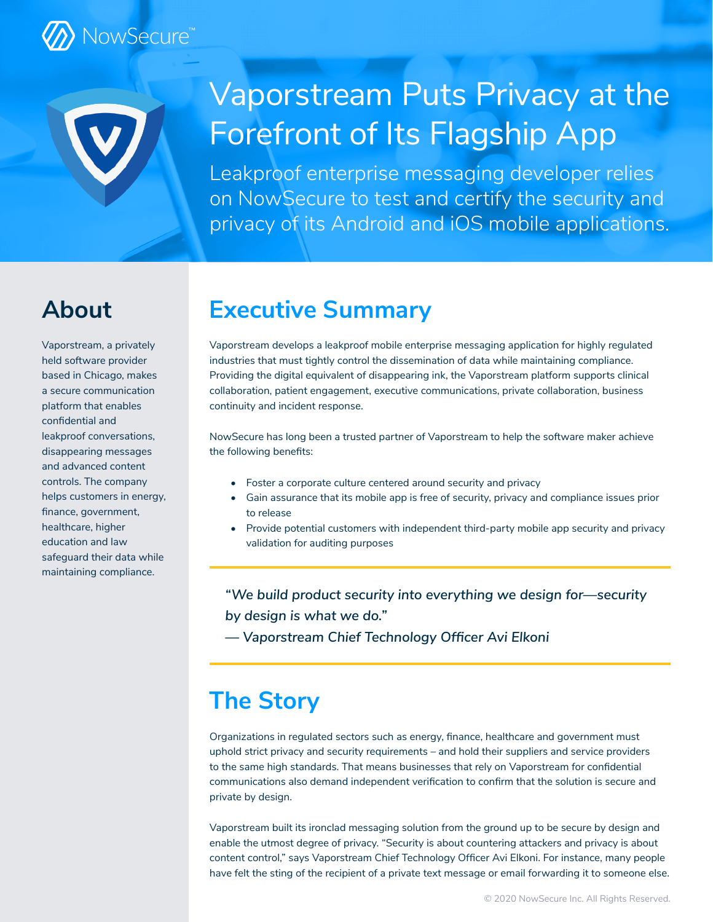NowSecure™

# Vaporstream Puts Privacy at the Forefront of Its Flagship App

Leakproof enterprise messaging developer relies on NowSecure to test and certify the security and privacy of its Android and iOS mobile applications.

## About

Vaporstream, a privately held software provider based in Chicago, makes a secure communication platform that enables confidential and leakproof conversations, disappearing messages and advanced content controls. The company helps customers in energy, finance, government, healthcare, higher education and law safeguard their data while maintaining compliance.

## Executive Summary

Vaporstream develops a leakproof mobile enterprise messaging application for highly regulated industries that must tightly control the dissemination of data while maintaining compliance. Providing the digital equivalent of disappearing ink, the Vaporstream platform supports clinical collaboration, patient engagement, executive communications, private collaboration, business continuity and incident response.

NowSecure has long been a trusted partner of Vaporstream to help the software maker achieve the following benefits:

- Foster a corporate culture centered around security and privacy
- Gain assurance that its mobile app is free of security, privacy and compliance issues prior to release
- Provide potential customers with independent third-party mobile app security and privacy validation for auditing purposes

> *"We build product security into everything we design for—security by design is what we do."*
> *— Vaporstream Chief Technology Officer Avi Elkoni*

## The Story

Organizations in regulated sectors such as energy, finance, healthcare and government must uphold strict privacy and security requirements – and hold their suppliers and service providers to the same high standards. That means businesses that rely on Vaporstream for confidential communications also demand independent verification to confirm that the solution is secure and private by design.

Vaporstream built its ironclad messaging solution from the ground up to be secure by design and enable the utmost degree of privacy. "Security is about countering attackers and privacy is about content control," says Vaporstream Chief Technology Officer Avi Elkoni. For instance, many people have felt the sting of the recipient of a private text message or email forwarding it to someone else.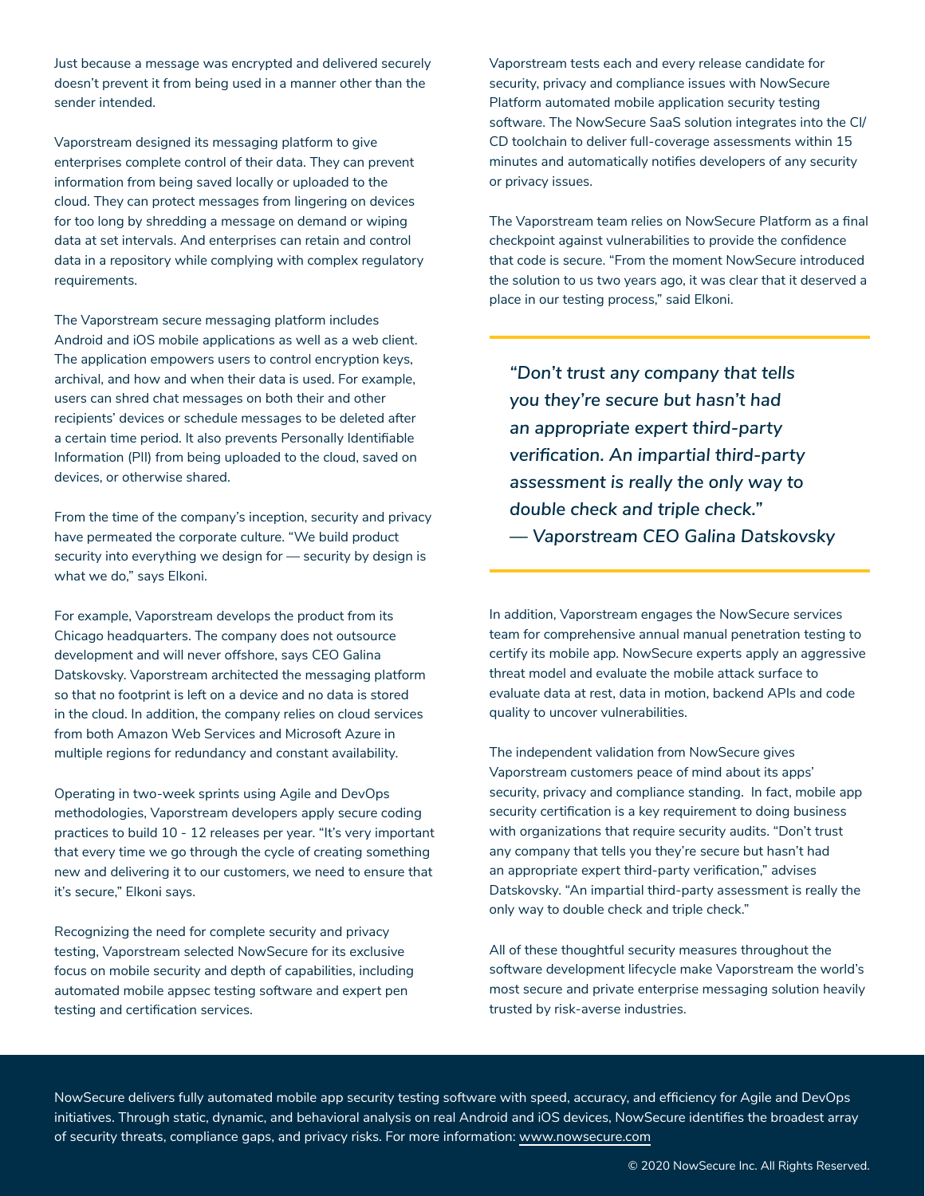Just because a message was encrypted and delivered securely doesn't prevent it from being used in a manner other than the sender intended.

Vaporstream designed its messaging platform to give enterprises complete control of their data. They can prevent information from being saved locally or uploaded to the cloud. They can protect messages from lingering on devices for too long by shredding a message on demand or wiping data at set intervals. And enterprises can retain and control data in a repository while complying with complex regulatory requirements.

The Vaporstream secure messaging platform includes Android and iOS mobile applications as well as a web client. The application empowers users to control encryption keys, archival, and how and when their data is used. For example, users can shred chat messages on both their and other recipients' devices or schedule messages to be deleted after a certain time period. It also prevents Personally Identifiable Information (PII) from being uploaded to the cloud, saved on devices, or otherwise shared.

From the time of the company's inception, security and privacy have permeated the corporate culture. "We build product security into everything we design for — security by design is what we do," says Elkoni.

For example, Vaporstream develops the product from its Chicago headquarters. The company does not outsource development and will never offshore, says CEO Galina Datskovsky. Vaporstream architected the messaging platform so that no footprint is left on a device and no data is stored in the cloud. In addition, the company relies on cloud services from both Amazon Web Services and Microsoft Azure in multiple regions for redundancy and constant availability.

Operating in two-week sprints using Agile and DevOps methodologies, Vaporstream developers apply secure coding practices to build 10 - 12 releases per year. "It's very important that every time we go through the cycle of creating something new and delivering it to our customers, we need to ensure that it's secure," Elkoni says.

Recognizing the need for complete security and privacy testing, Vaporstream selected NowSecure for its exclusive focus on mobile security and depth of capabilities, including automated mobile appsec testing software and expert pen testing and certification services.

Vaporstream tests each and every release candidate for security, privacy and compliance issues with NowSecure Platform automated mobile application security testing software. The NowSecure SaaS solution integrates into the CI/CD toolchain to deliver full-coverage assessments within 15 minutes and automatically notifies developers of any security or privacy issues.

The Vaporstream team relies on NowSecure Platform as a final checkpoint against vulnerabilities to provide the confidence that code is secure. "From the moment NowSecure introduced the solution to us two years ago, it was clear that it deserved a place in our testing process," said Elkoni.

> ***"Don't trust any company that tells you they're secure but hasn't had an appropriate expert third-party verification. An impartial third-party assessment is really the only way to double check and triple check."***
> ***— Vaporstream CEO Galina Datskovsky***

In addition, Vaporstream engages the NowSecure services team for comprehensive annual manual penetration testing to certify its mobile app. NowSecure experts apply an aggressive threat model and evaluate the mobile attack surface to evaluate data at rest, data in motion, backend APIs and code quality to uncover vulnerabilities.

The independent validation from NowSecure gives Vaporstream customers peace of mind about its apps' security, privacy and compliance standing. In fact, mobile app security certification is a key requirement to doing business with organizations that require security audits. "Don't trust any company that tells you they're secure but hasn't had an appropriate expert third-party verification," advises Datskovsky. "An impartial third-party assessment is really the only way to double check and triple check."

All of these thoughtful security measures throughout the software development lifecycle make Vaporstream the world's most secure and private enterprise messaging solution heavily trusted by risk-averse industries.

NowSecure delivers fully automated mobile app security testing software with speed, accuracy, and efficiency for Agile and DevOps initiatives. Through static, dynamic, and behavioral analysis on real Android and iOS devices, NowSecure identifies the broadest array of security threats, compliance gaps, and privacy risks. For more information: www.nowsecure.com

© 2020 NowSecure Inc. All Rights Reserved.